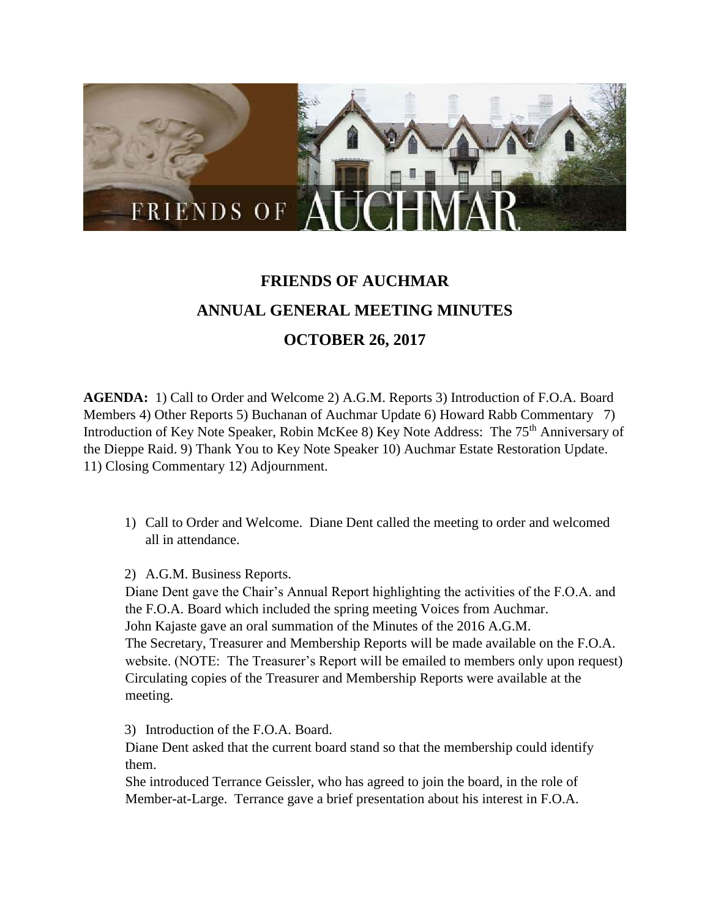# FRIENDS OF AUCHMAR

## ANNUAL GENERAL MEETING MINUTES

## OCTOBER 26, 2017

**AGENDA:** 1) Call to Order and Welcome 2) A.G.M. Reports 3) Introduction of F.O.A. Board Members 4) Other Reports 5) Buchanan of Auchmar Update 6) Howard Rabb Commentary 7) Introduction of Key Note Speaker, Robin McKee 8) Key Note Address: The 75th Anniversary of the Dieppe Raid. 9) Thank You to Key Note Speaker 10) Auchmar Estate Restoration Update. 11) Closing Commentary 12) Adjournment.

1) Call to Order and Welcome. Diane Dent called the meeting to order and welcomed all in attendance.

2) A.G.M. Business Reports.

Diane Dent gave the Chair's Annual Report highlighting the activities of the F.O.A. and the F.O.A. Board which included the spring meeting Voices from Auchmar.
John Kajaste gave an oral summation of the Minutes of the 2016 A.G.M.
The Secretary, Treasurer and Membership Reports will be made available on the F.O.A. website. (NOTE: The Treasurer's Report will be emailed to members only upon request)
Circulating copies of the Treasurer and Membership Reports were available at the meeting.

3) Introduction of the F.O.A. Board.

Diane Dent asked that the current board stand so that the membership could identify them.
She introduced Terrance Geissler, who has agreed to join the board, in the role of Member-at-Large. Terrance gave a brief presentation about his interest in F.O.A.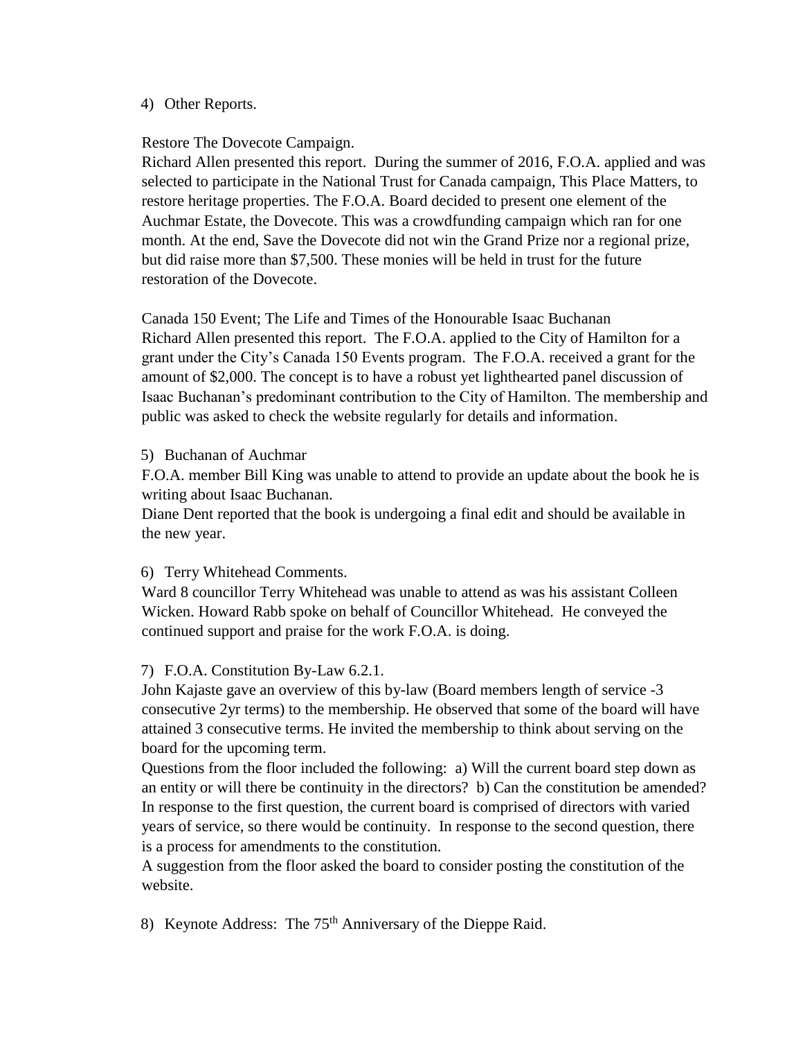4) Other Reports.

Restore The Dovecote Campaign.

Richard Allen presented this report. During the summer of 2016, F.O.A. applied and was selected to participate in the National Trust for Canada campaign, This Place Matters, to restore heritage properties. The F.O.A. Board decided to present one element of the Auchmar Estate, the Dovecote. This was a crowdfunding campaign which ran for one month. At the end, Save the Dovecote did not win the Grand Prize nor a regional prize, but did raise more than $7,500. These monies will be held in trust for the future restoration of the Dovecote.

Canada 150 Event; The Life and Times of the Honourable Isaac Buchanan

Richard Allen presented this report. The F.O.A. applied to the City of Hamilton for a grant under the City's Canada 150 Events program. The F.O.A. received a grant for the amount of $2,000. The concept is to have a robust yet lighthearted panel discussion of Isaac Buchanan's predominant contribution to the City of Hamilton. The membership and public was asked to check the website regularly for details and information.

5) Buchanan of Auchmar

F.O.A. member Bill King was unable to attend to provide an update about the book he is writing about Isaac Buchanan.

Diane Dent reported that the book is undergoing a final edit and should be available in the new year.

6) Terry Whitehead Comments.

Ward 8 councillor Terry Whitehead was unable to attend as was his assistant Colleen Wicken. Howard Rabb spoke on behalf of Councillor Whitehead. He conveyed the continued support and praise for the work F.O.A. is doing.

7) F.O.A. Constitution By-Law 6.2.1.

John Kajaste gave an overview of this by-law (Board members length of service -3 consecutive 2yr terms) to the membership. He observed that some of the board will have attained 3 consecutive terms. He invited the membership to think about serving on the board for the upcoming term.

Questions from the floor included the following: a) Will the current board step down as an entity or will there be continuity in the directors? b) Can the constitution be amended? In response to the first question, the current board is comprised of directors with varied years of service, so there would be continuity. In response to the second question, there is a process for amendments to the constitution.

A suggestion from the floor asked the board to consider posting the constitution of the website.

8) Keynote Address: The 75th Anniversary of the Dieppe Raid.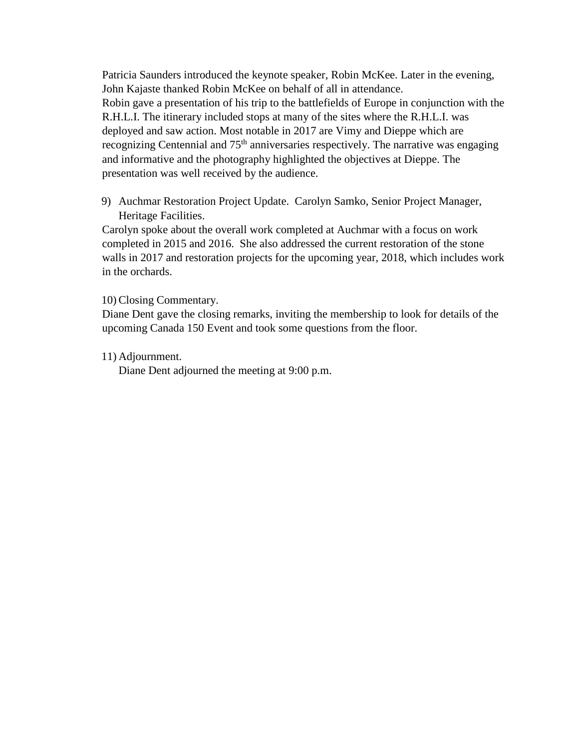Patricia Saunders introduced the keynote speaker, Robin McKee. Later in the evening, John Kajaste thanked Robin McKee on behalf of all in attendance.
Robin gave a presentation of his trip to the battlefields of Europe in conjunction with the R.H.L.I. The itinerary included stops at many of the sites where the R.H.L.I. was deployed and saw action. Most notable in 2017 are Vimy and Dieppe which are recognizing Centennial and 75th anniversaries respectively. The narrative was engaging and informative and the photography highlighted the objectives at Dieppe. The presentation was well received by the audience.

9) Auchmar Restoration Project Update. Carolyn Samko, Senior Project Manager, Heritage Facilities.

Carolyn spoke about the overall work completed at Auchmar with a focus on work completed in 2015 and 2016. She also addressed the current restoration of the stone walls in 2017 and restoration projects for the upcoming year, 2018, which includes work in the orchards.

10) Closing Commentary.

Diane Dent gave the closing remarks, inviting the membership to look for details of the upcoming Canada 150 Event and took some questions from the floor.

11) Adjournment.

Diane Dent adjourned the meeting at 9:00 p.m.